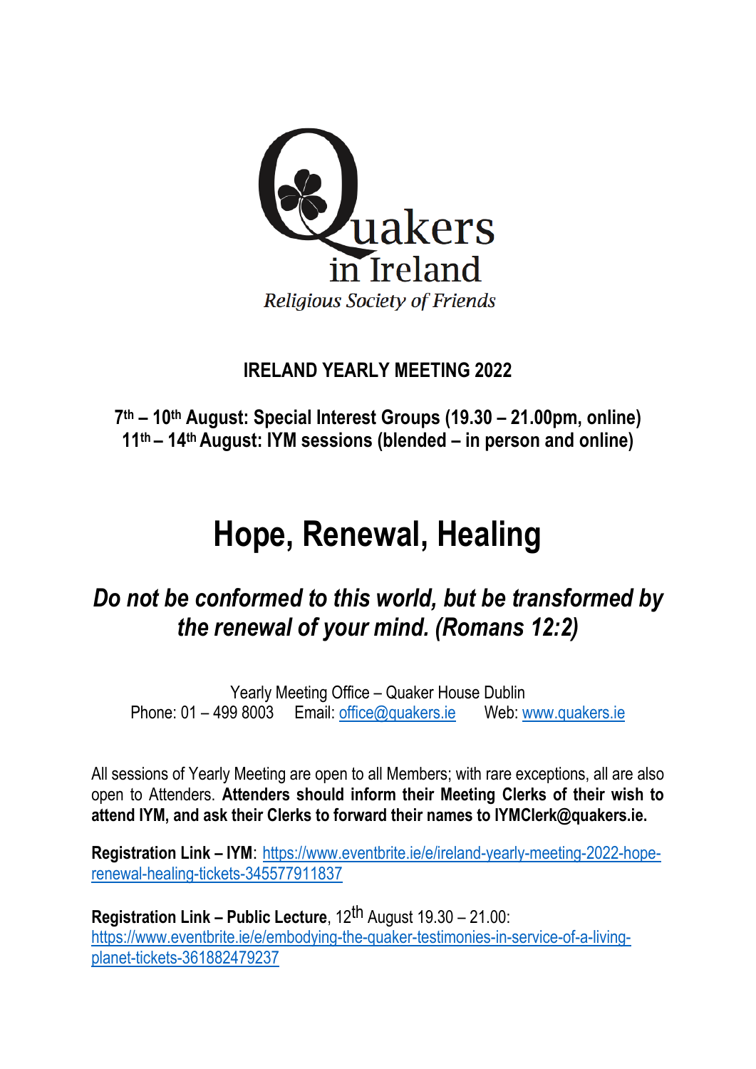Quakers in Ireland

*Religious Society of Friends*

**IRELAND YEARLY MEETING 2022**

**7th – 10th August: Special Interest Groups (19.30 – 21.00pm, online)**
**11th – 14th August: IYM sessions (blended – in person and online)**

# Hope, Renewal, Healing

## *Do not be conformed to this world, but be transformed by the renewal of your mind. (Romans 12:2)*

Yearly Meeting Office – Quaker House Dublin
Phone: 01 – 499 8003 Email: office@quakers.ie Web: www.quakers.ie

All sessions of Yearly Meeting are open to all Members; with rare exceptions, all are also open to Attenders. **Attenders should inform their Meeting Clerks of their wish to attend IYM, and ask their Clerks to forward their names to IYMClerk@quakers.ie.**

**Registration Link – IYM**: https://www.eventbrite.ie/e/ireland-yearly-meeting-2022-hope-renewal-healing-tickets-345577911837

**Registration Link – Public Lecture**, 12th August 19.30 – 21.00: https://www.eventbrite.ie/e/embodying-the-quaker-testimonies-in-service-of-a-living-planet-tickets-361882479237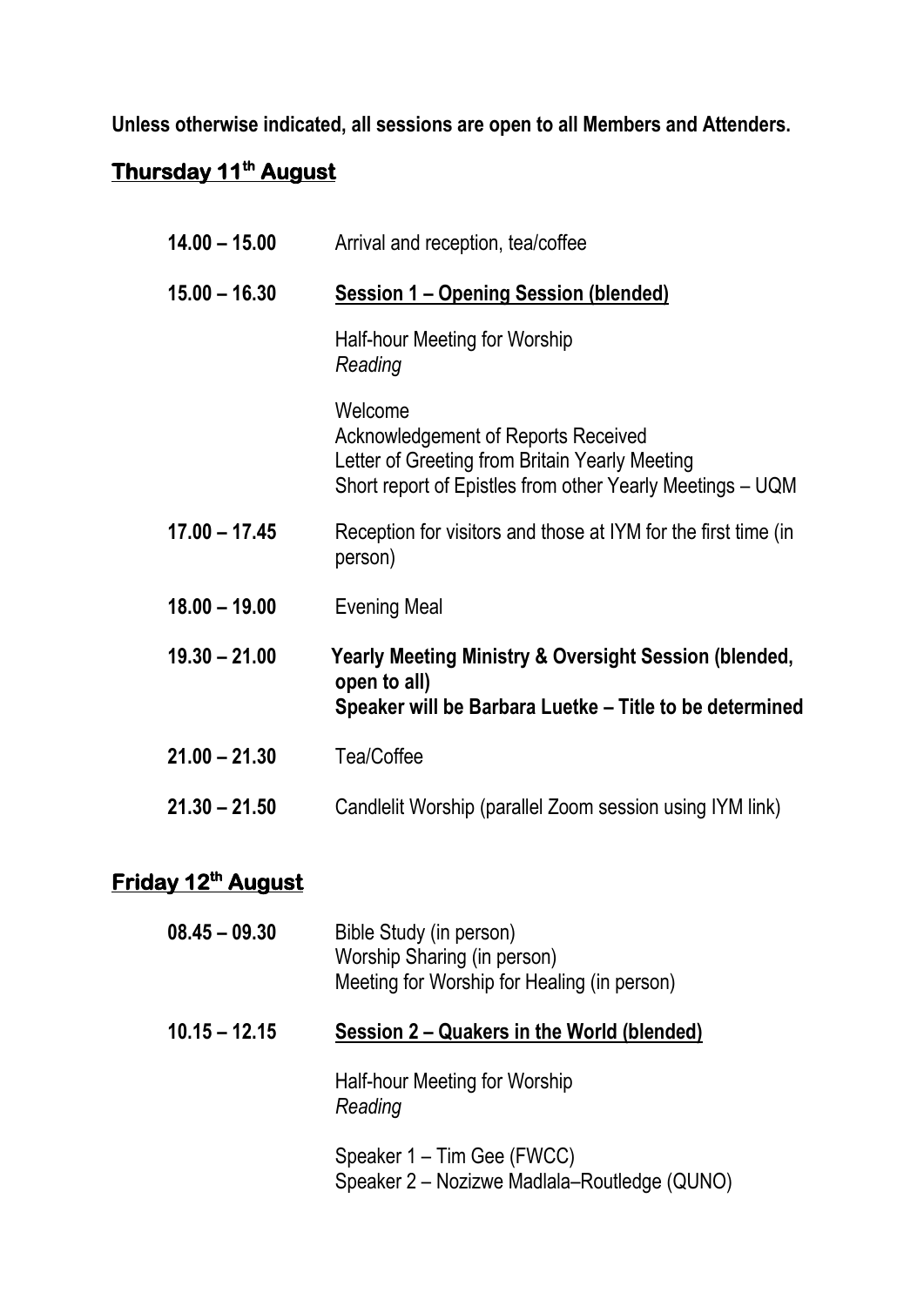**Unless otherwise indicated, all sessions are open to all Members and Attenders.**

## Thursday 11th August

**14.00 – 15.00** Arrival and reception, tea/coffee

**15.00 – 15.30** **Session 1 – Opening Session (blended)**

Half-hour Meeting for Worship
*Reading*

Welcome
Acknowledgement of Reports Received
Letter of Greeting from Britain Yearly Meeting
Short report of Epistles from other Yearly Meetings – UQM

**17.00 – 17.45** Reception for visitors and those at IYM for the first time (in person)

**18.00 – 19.00** Evening Meal

**19.30 – 21.00** **Yearly Meeting Ministry & Oversight Session (blended, open to all)**
**Speaker will be Barbara Luetke – Title to be determined**

**21.00 – 21.30** Tea/Coffee

**21.30 – 21.50** Candlelit Worship (parallel Zoom session using IYM link)

## Friday 12th August

**08.45 – 09.30** Bible Study (in person)
Worship Sharing (in person)
Meeting for Worship for Healing (in person)

**10.15 – 12.15** **Session 2 – Quakers in the World (blended)**

Half-hour Meeting for Worship
*Reading*

Speaker 1 – Tim Gee (FWCC)
Speaker 2 – Nozizwe Madlala–Routledge (QUNO)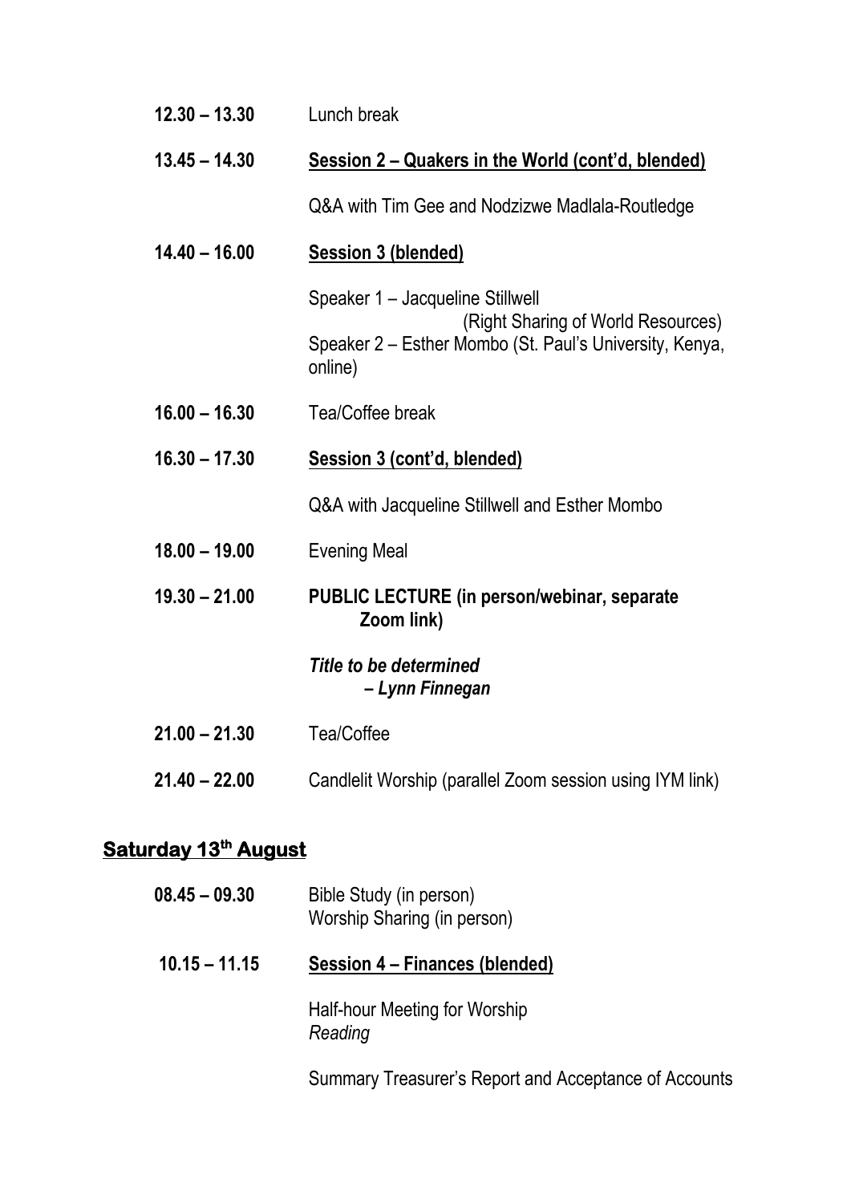**12.30 – 13.30** Lunch break

**13.45 – 14.30** **<u>Session 2 – Quakers in the World (cont'd, blended)</u>**

Q&A with Tim Gee and Nodzizwe Madlala-Routledge

**14.40 – 16.00** **<u>Session 3 (blended)</u>**

Speaker 1 – Jacqueline Stillwell
(Right Sharing of World Resources)
Speaker 2 – Esther Mombo (St. Paul's University, Kenya, online)

**16.00 – 16.30** Tea/Coffee break

**16.30 – 17.30** **<u>Session 3 (cont'd, blended)</u>**

Q&A with Jacqueline Stillwell and Esther Mombo

**18.00 – 19.00** Evening Meal

**19.30 – 21.00** **PUBLIC LECTURE (in person/webinar, separate Zoom link)**

***Title to be determined***
***– Lynn Finnegan***

**21.00 – 21.30** Tea/Coffee

**21.40 – 22.00** Candlelit Worship (parallel Zoom session using IYM link)

## <u>Saturday 13th August</u>

**08.45 – 09.30** Bible Study (in person)
Worship Sharing (in person)

**10.15 – 11.15** **<u>Session 4 – Finances (blended)</u>**

Half-hour Meeting for Worship
*Reading*

Summary Treasurer's Report and Acceptance of Accounts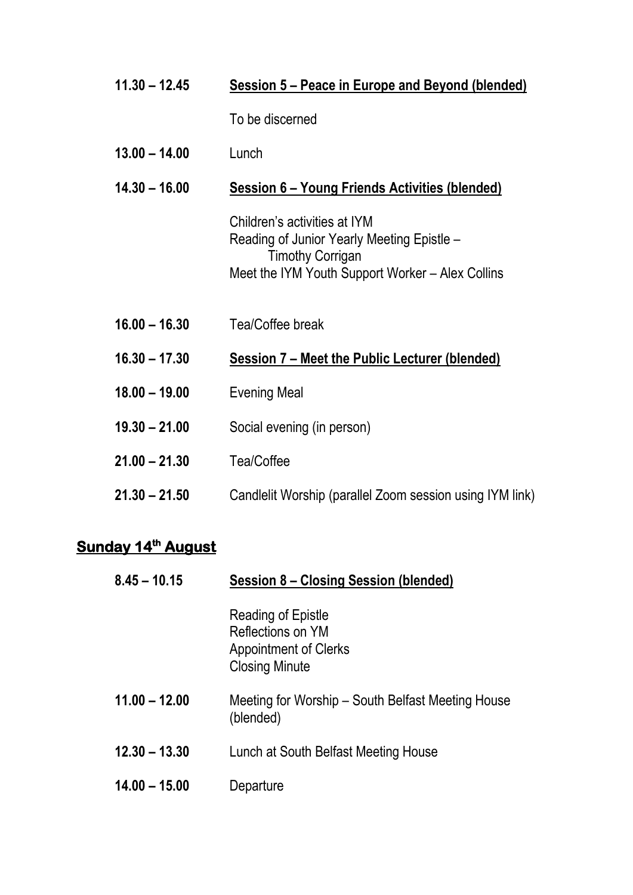**11.30 – 12.45** **<u>Session 5 – Peace in Europe and Beyond (blended)</u>**

To be discerned

**13.00 – 14.00** Lunch

**14.30 – 16.00** **<u>Session 6 – Young Friends Activities (blended)</u>**

Children's activities at IYM
Reading of Junior Yearly Meeting Epistle – Timothy Corrigan
Meet the IYM Youth Support Worker – Alex Collins

**16.00 – 16.30** Tea/Coffee break

**16.30 – 17.30** **<u>Session 7 – Meet the Public Lecturer (blended)</u>**

**18.00 – 19.00** Evening Meal

**19.30 – 21.00** Social evening (in person)

**21.00 – 21.30** Tea/Coffee

**21.30 – 21.50** Candlelit Worship (parallel Zoom session using IYM link)

## Sunday 14th August

**8.45 – 10.15** **<u>Session 8 – Closing Session (blended)</u>**

Reading of Epistle
Reflections on YM
Appointment of Clerks
Closing Minute

**11.00 – 12.00** Meeting for Worship – South Belfast Meeting House (blended)

**12.30 – 13.30** Lunch at South Belfast Meeting House

**14.00 – 15.00** Departure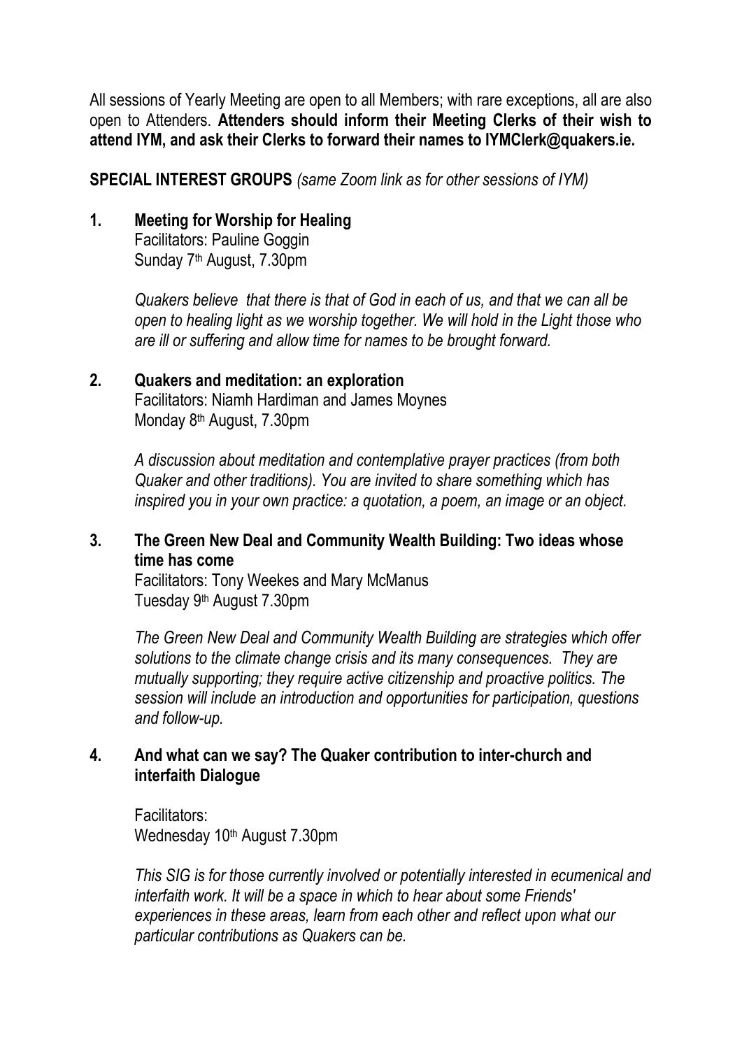All sessions of Yearly Meeting are open to all Members; with rare exceptions, all are also open to Attenders. **Attenders should inform their Meeting Clerks of their wish to attend IYM, and ask their Clerks to forward their names to IYMClerk@quakers.ie.**

**SPECIAL INTEREST GROUPS** *(same Zoom link as for other sessions of IYM)*

**1. Meeting for Worship for Healing**
Facilitators: Pauline Goggin
Sunday 7th August, 7.30pm

*Quakers believe that there is that of God in each of us, and that we can all be open to healing light as we worship together. We will hold in the Light those who are ill or suffering and allow time for names to be brought forward.*

**2. Quakers and meditation: an exploration**
Facilitators: Niamh Hardiman and James Moynes
Monday 8th August, 7.30pm

*A discussion about meditation and contemplative prayer practices (from both Quaker and other traditions). You are invited to share something which has inspired you in your own practice: a quotation, a poem, an image or an object.*

**3. The Green New Deal and Community Wealth Building: Two ideas whose time has come**
Facilitators: Tony Weekes and Mary McManus
Tuesday 9th August 7.30pm

*The Green New Deal and Community Wealth Building are strategies which offer solutions to the climate change crisis and its many consequences. They are mutually supporting; they require active citizenship and proactive politics. The session will include an introduction and opportunities for participation, questions and follow-up.*

**4. And what can we say? The Quaker contribution to inter-church and interfaith Dialogue**

Facilitators:
Wednesday 10th August 7.30pm

*This SIG is for those currently involved or potentially interested in ecumenical and interfaith work. It will be a space in which to hear about some Friends' experiences in these areas, learn from each other and reflect upon what our particular contributions as Quakers can be.*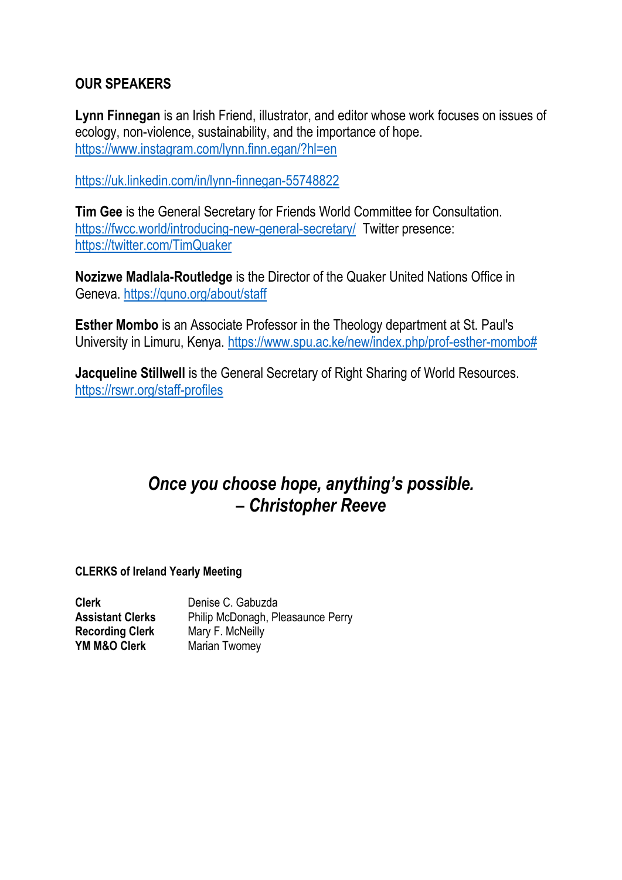## OUR SPEAKERS

**Lynn Finnegan** is an Irish Friend, illustrator, and editor whose work focuses on issues of ecology, non-violence, sustainability, and the importance of hope.
https://www.instagram.com/lynn.finn.egan/?hl=en

https://uk.linkedin.com/in/lynn-finnegan-55748822

**Tim Gee** is the General Secretary for Friends World Committee for Consultation.
https://fwcc.world/introducing-new-general-secretary/ Twitter presence:
https://twitter.com/TimQuaker

**Nozizwe Madlala-Routledge** is the Director of the Quaker United Nations Office in Geneva. https://quno.org/about/staff

**Esther Mombo** is an Associate Professor in the Theology department at St. Paul's University in Limuru, Kenya. https://www.spu.ac.ke/new/index.php/prof-esther-mombo#

**Jacqueline Stillwell** is the General Secretary of Right Sharing of World Resources.
https://rswr.org/staff-profiles

***Once you choose hope, anything's possible.***
***– Christopher Reeve***

**CLERKS of Ireland Yearly Meeting**

| | |
|---|---|
| **Clerk** | Denise C. Gabuzda |
| **Assistant Clerks** | Philip McDonagh, Pleasaunce Perry |
| **Recording Clerk** | Mary F. McNeilly |
| **YM M&O Clerk** | Marian Twomey |